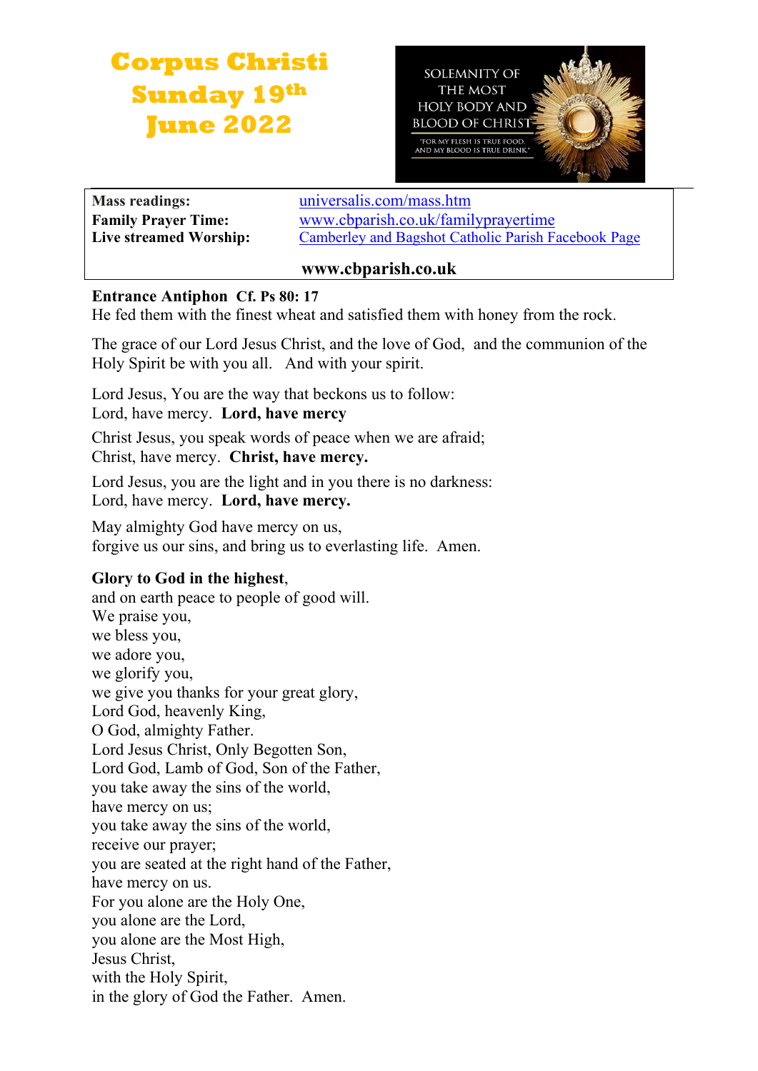# Corpus Christi Sunday 19th June 2022

SOLEMNITY OF THE MOST HOLY BODY AND BLOOD OF CHRIST

"FOR MY FLESH IS TRUE FOOD, AND MY BLOOD IS TRUE DRINK"

| | |
|---|---|
| **Mass readings:** | universalis.com/mass.htm |
| **Family Prayer Time:** | www.cbparish.co.uk/familyprayertime |
| **Live streamed Worship:** | Camberley and Bagshot Catholic Parish Facebook Page |

**www.cbparish.co.uk**

**Entrance Antiphon Cf. Ps 80: 17**
He fed them with the finest wheat and satisfied them with honey from the rock.

The grace of our Lord Jesus Christ, and the love of God, and the communion of the Holy Spirit be with you all. And with your spirit.

Lord Jesus, You are the way that beckons us to follow:
Lord, have mercy. **Lord, have mercy**

Christ Jesus, you speak words of peace when we are afraid;
Christ, have mercy. **Christ, have mercy.**

Lord Jesus, you are the light and in you there is no darkness:
Lord, have mercy. **Lord, have mercy.**

May almighty God have mercy on us,
forgive us our sins, and bring us to everlasting life. Amen.

**Glory to God in the highest**,
and on earth peace to people of good will.
We praise you,
we bless you,
we adore you,
we glorify you,
we give you thanks for your great glory,
Lord God, heavenly King,
O God, almighty Father.
Lord Jesus Christ, Only Begotten Son,
Lord God, Lamb of God, Son of the Father,
you take away the sins of the world,
have mercy on us;
you take away the sins of the world,
receive our prayer;
you are seated at the right hand of the Father,
have mercy on us.
For you alone are the Holy One,
you alone are the Lord,
you alone are the Most High,
Jesus Christ,
with the Holy Spirit,
in the glory of God the Father. Amen.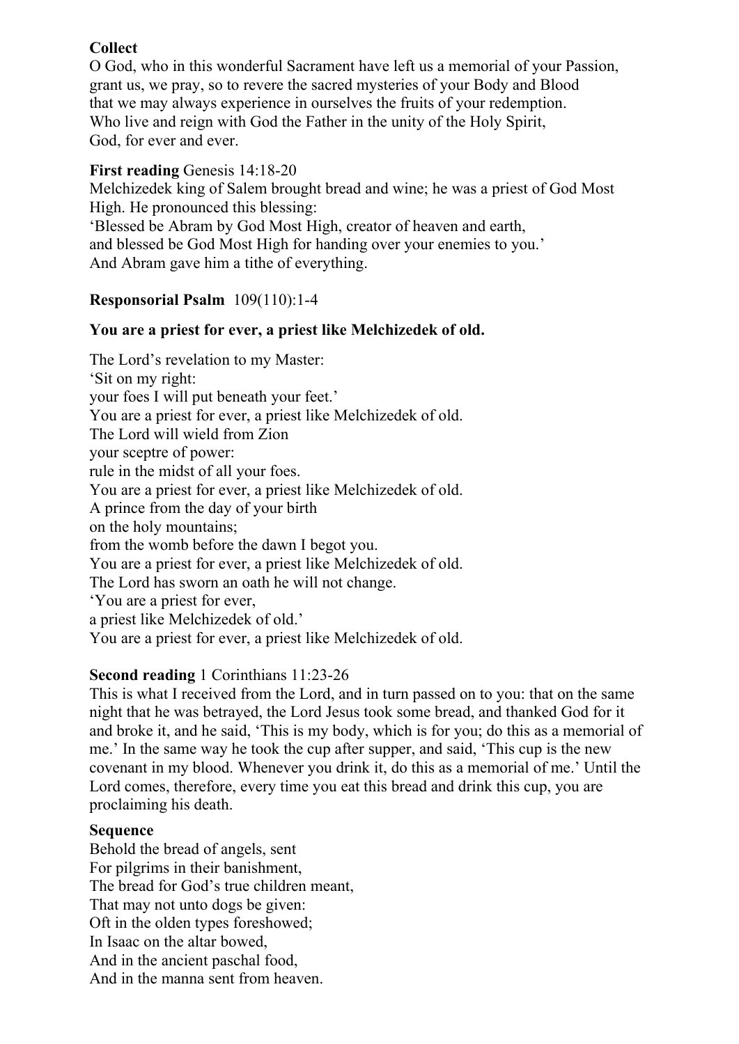**Collect**
O God, who in this wonderful Sacrament have left us a memorial of your Passion,
grant us, we pray, so to revere the sacred mysteries of your Body and Blood
that we may always experience in ourselves the fruits of your redemption.
Who live and reign with God the Father in the unity of the Holy Spirit,
God, for ever and ever.

**First reading** Genesis 14:18-20
Melchizedek king of Salem brought bread and wine; he was a priest of God Most High. He pronounced this blessing:
'Blessed be Abram by God Most High, creator of heaven and earth,
and blessed be God Most High for handing over your enemies to you.'
And Abram gave him a tithe of everything.

**Responsorial Psalm** 109(110):1-4

**You are a priest for ever, a priest like Melchizedek of old.**

The Lord's revelation to my Master:
'Sit on my right:
your foes I will put beneath your feet.'
You are a priest for ever, a priest like Melchizedek of old.
The Lord will wield from Zion
your sceptre of power:
rule in the midst of all your foes.
You are a priest for ever, a priest like Melchizedek of old.
A prince from the day of your birth
on the holy mountains;
from the womb before the dawn I begot you.
You are a priest for ever, a priest like Melchizedek of old.
The Lord has sworn an oath he will not change.
'You are a priest for ever,
a priest like Melchizedek of old.'
You are a priest for ever, a priest like Melchizedek of old.

**Second reading** 1 Corinthians 11:23-26
This is what I received from the Lord, and in turn passed on to you: that on the same night that he was betrayed, the Lord Jesus took some bread, and thanked God for it and broke it, and he said, 'This is my body, which is for you; do this as a memorial of me.' In the same way he took the cup after supper, and said, 'This cup is the new covenant in my blood. Whenever you drink it, do this as a memorial of me.' Until the Lord comes, therefore, every time you eat this bread and drink this cup, you are proclaiming his death.

**Sequence**
Behold the bread of angels, sent
For pilgrims in their banishment,
The bread for God's true children meant,
That may not unto dogs be given:
Oft in the olden types foreshowed;
In Isaac on the altar bowed,
And in the ancient paschal food,
And in the manna sent from heaven.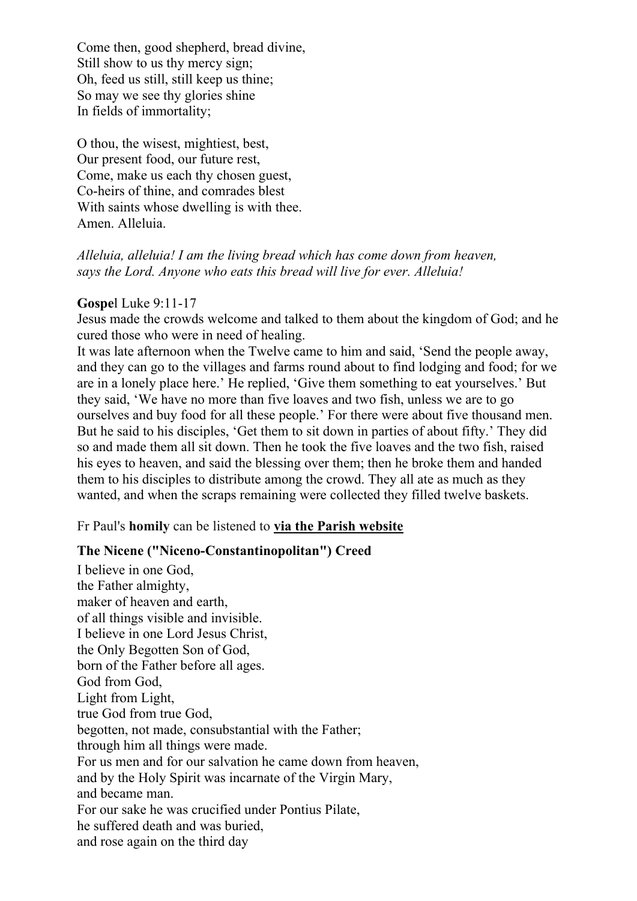Come then, good shepherd, bread divine,
Still show to us thy mercy sign;
Oh, feed us still, still keep us thine;
So may we see thy glories shine
In fields of immortality;

O thou, the wisest, mightiest, best,
Our present food, our future rest,
Come, make us each thy chosen guest,
Co-heirs of thine, and comrades blest
With saints whose dwelling is with thee.
Amen. Alleluia.

*Alleluia, alleluia! I am the living bread which has come down from heaven, says the Lord. Anyone who eats this bread will live for ever. Alleluia!*

**Gospe**l Luke 9:11-17

Jesus made the crowds welcome and talked to them about the kingdom of God; and he cured those who were in need of healing.

It was late afternoon when the Twelve came to him and said, 'Send the people away, and they can go to the villages and farms round about to find lodging and food; for we are in a lonely place here.' He replied, 'Give them something to eat yourselves.' But they said, 'We have no more than five loaves and two fish, unless we are to go ourselves and buy food for all these people.' For there were about five thousand men. But he said to his disciples, 'Get them to sit down in parties of about fifty.' They did so and made them all sit down. Then he took the five loaves and the two fish, raised his eyes to heaven, and said the blessing over them; then he broke them and handed them to his disciples to distribute among the crowd. They all ate as much as they wanted, and when the scraps remaining were collected they filled twelve baskets.

Fr Paul's **homily** can be listened to **via the Parish website**

**The Nicene ("Niceno-Constantinopolitan") Creed**

I believe in one God,
the Father almighty,
maker of heaven and earth,
of all things visible and invisible.
I believe in one Lord Jesus Christ,
the Only Begotten Son of God,
born of the Father before all ages.
God from God,
Light from Light,
true God from true God,
begotten, not made, consubstantial with the Father;
through him all things were made.
For us men and for our salvation he came down from heaven,
and by the Holy Spirit was incarnate of the Virgin Mary,
and became man.
For our sake he was crucified under Pontius Pilate,
he suffered death and was buried,
and rose again on the third day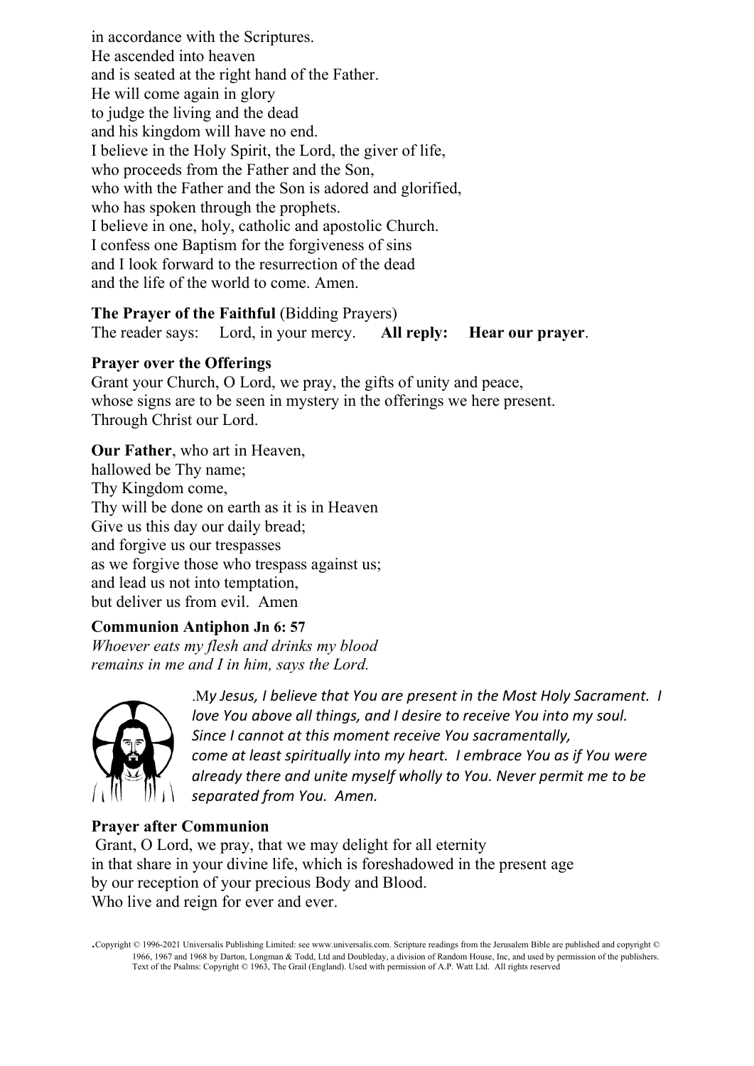in accordance with the Scriptures.
He ascended into heaven
and is seated at the right hand of the Father.
He will come again in glory
to judge the living and the dead
and his kingdom will have no end.
I believe in the Holy Spirit, the Lord, the giver of life,
who proceeds from the Father and the Son,
who with the Father and the Son is adored and glorified,
who has spoken through the prophets.
I believe in one, holy, catholic and apostolic Church.
I confess one Baptism for the forgiveness of sins
and I look forward to the resurrection of the dead
and the life of the world to come. Amen.

**The Prayer of the Faithful** (Bidding Prayers)
The reader says: Lord, in your mercy. **All reply: Hear our prayer**.

**Prayer over the Offerings**
Grant your Church, O Lord, we pray, the gifts of unity and peace,
whose signs are to be seen in mystery in the offerings we here present.
Through Christ our Lord.

**Our Father**, who art in Heaven,
hallowed be Thy name;
Thy Kingdom come,
Thy will be done on earth as it is in Heaven
Give us this day our daily bread;
and forgive us our trespasses
as we forgive those who trespass against us;
and lead us not into temptation,
but deliver us from evil. Amen

**Communion Antiphon Jn 6: 57**
*Whoever eats my flesh and drinks my blood*
*remains in me and I in him, says the Lord.*

.M*y Jesus, I believe that You are present in the Most Holy Sacrament. I love You above all things, and I desire to receive You into my soul. Since I cannot at this moment receive You sacramentally, come at least spiritually into my heart. I embrace You as if You were already there and unite myself wholly to You. Never permit me to be separated from You. Amen.*

**Prayer after Communion**
Grant, O Lord, we pray, that we may delight for all eternity
in that share in your divine life, which is foreshadowed in the present age
by our reception of your precious Body and Blood.
Who live and reign for ever and ever.

.Copyright © 1996-2021 Universalis Publishing Limited: see www.universalis.com. Scripture readings from the Jerusalem Bible are published and copyright © 1966, 1967 and 1968 by Darton, Longman & Todd, Ltd and Doubleday, a division of Random House, Inc, and used by permission of the publishers. Text of the Psalms: Copyright © 1963, The Grail (England). Used with permission of A.P. Watt Ltd. All rights reserved